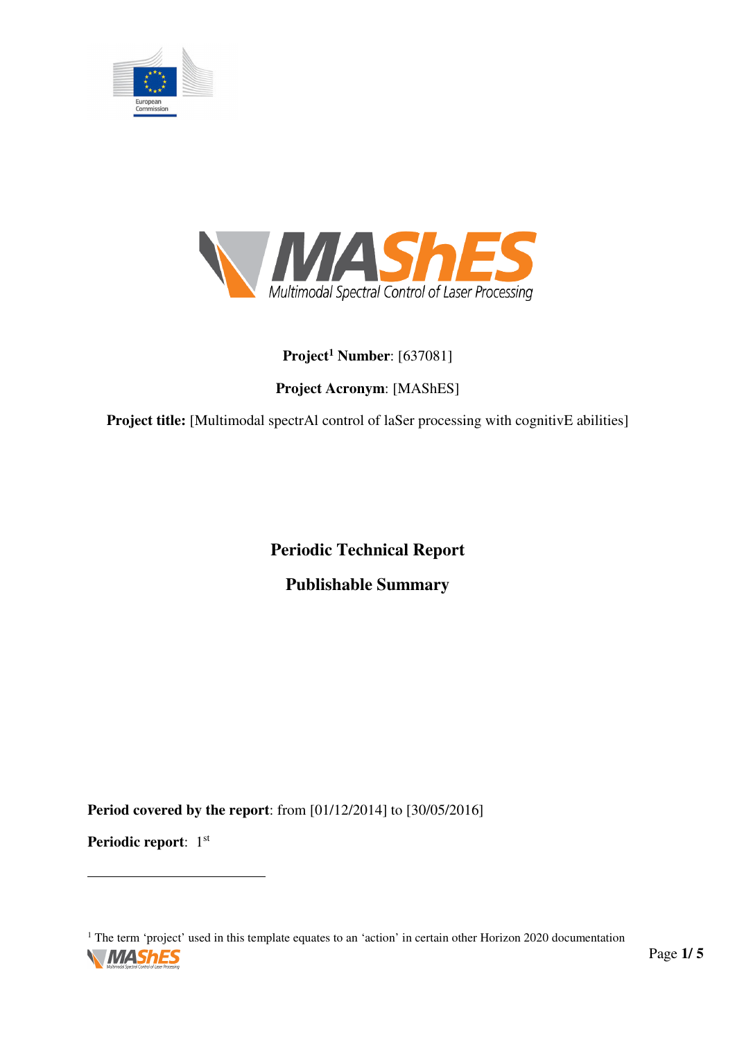**Project[1] Number**: [637081]

**Project Acronym**: [MAShES]

**Project title:** [Multimodal spectrAl control of laSer processing with cognitivE abilities]

# Periodic Technical Report

# Publishable Summary

**Period covered by the report**: from [01/12/2014] to [30/05/2016]

**Periodic report**: 1st

[1] The term 'project' used in this template equates to an 'action' in certain other Horizon 2020 documentation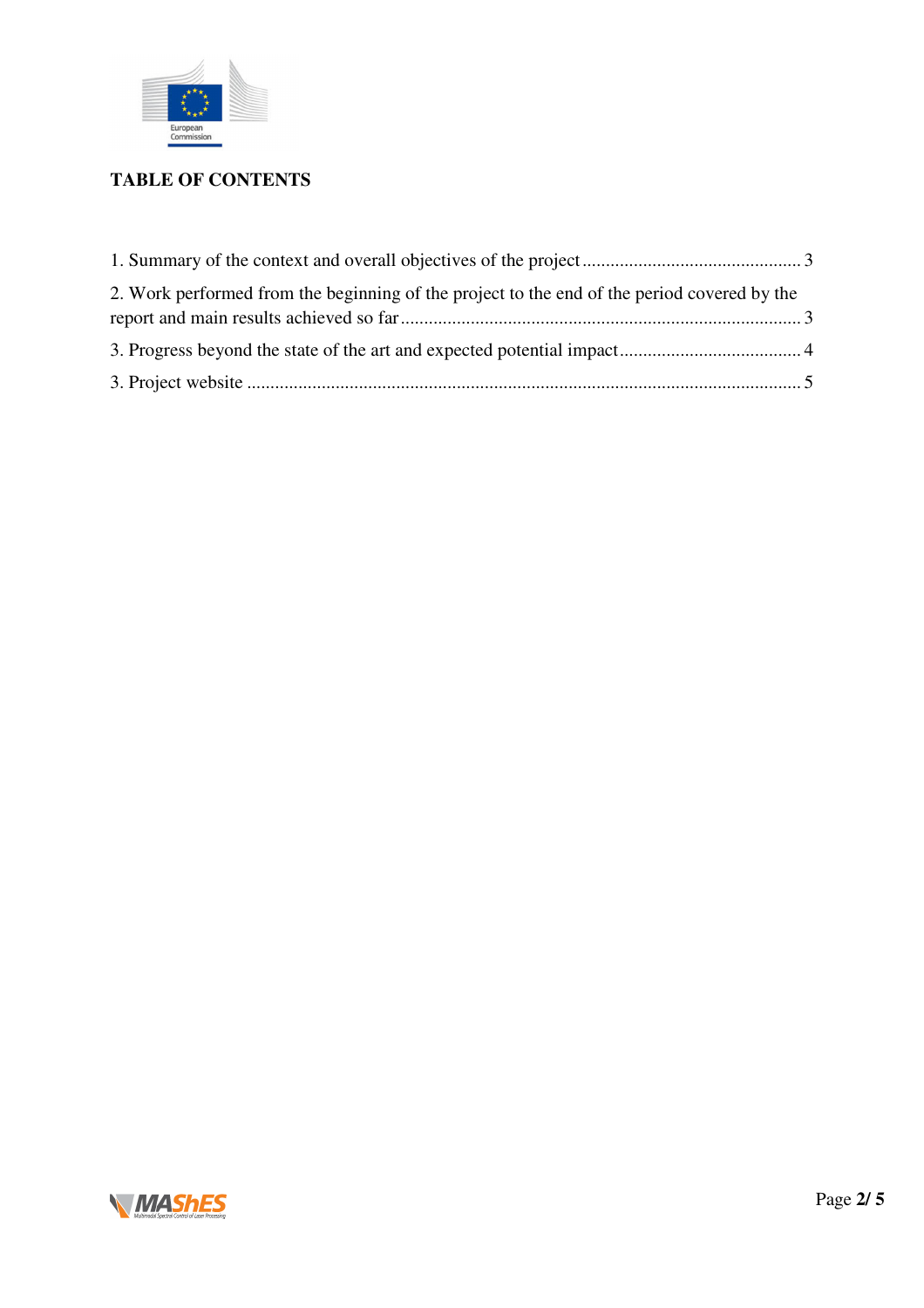## TABLE OF CONTENTS

1. Summary of the context and overall objectives of the project .............................................. 3

2. Work performed from the beginning of the project to the end of the period covered by the report and main results achieved so far ..................................................................................... 3

3. Progress beyond the state of the art and expected potential impact ...................................... 4

3. Project website ...................................................................................................................... 5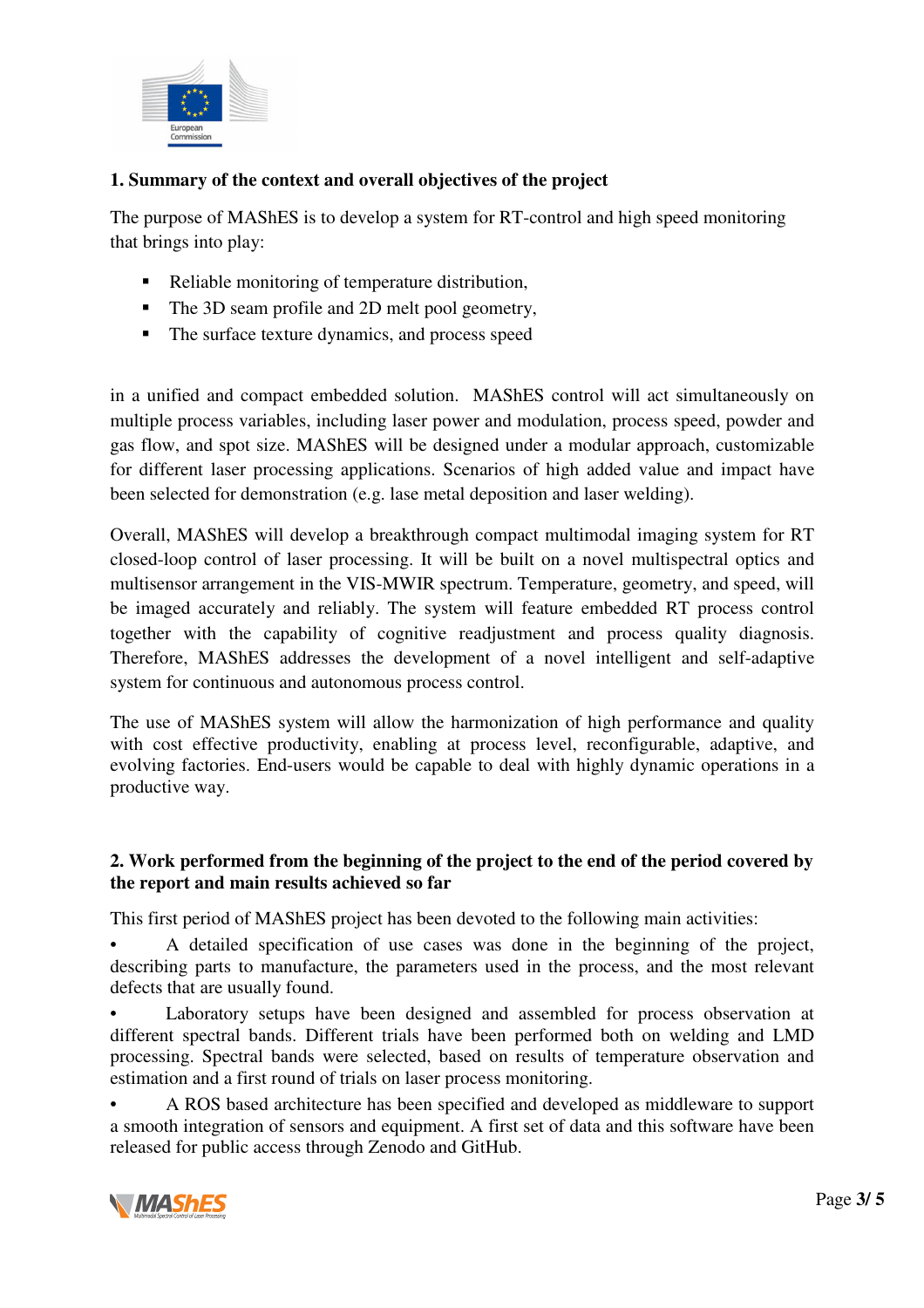## 1. Summary of the context and overall objectives of the project

The purpose of MAShES is to develop a system for RT-control and high speed monitoring that brings into play:

- Reliable monitoring of temperature distribution,
- The 3D seam profile and 2D melt pool geometry,
- The surface texture dynamics, and process speed

in a unified and compact embedded solution. MAShES control will act simultaneously on multiple process variables, including laser power and modulation, process speed, powder and gas flow, and spot size. MAShES will be designed under a modular approach, customizable for different laser processing applications. Scenarios of high added value and impact have been selected for demonstration (e.g. lase metal deposition and laser welding).

Overall, MAShES will develop a breakthrough compact multimodal imaging system for RT closed-loop control of laser processing. It will be built on a novel multispectral optics and multisensor arrangement in the VIS-MWIR spectrum. Temperature, geometry, and speed, will be imaged accurately and reliably. The system will feature embedded RT process control together with the capability of cognitive readjustment and process quality diagnosis. Therefore, MAShES addresses the development of a novel intelligent and self-adaptive system for continuous and autonomous process control.

The use of MAShES system will allow the harmonization of high performance and quality with cost effective productivity, enabling at process level, reconfigurable, adaptive, and evolving factories. End-users would be capable to deal with highly dynamic operations in a productive way.

## 2. Work performed from the beginning of the project to the end of the period covered by the report and main results achieved so far

This first period of MAShES project has been devoted to the following main activities:

- A detailed specification of use cases was done in the beginning of the project, describing parts to manufacture, the parameters used in the process, and the most relevant defects that are usually found.
- Laboratory setups have been designed and assembled for process observation at different spectral bands. Different trials have been performed both on welding and LMD processing. Spectral bands were selected, based on results of temperature observation and estimation and a first round of trials on laser process monitoring.
- A ROS based architecture has been specified and developed as middleware to support a smooth integration of sensors and equipment. A first set of data and this software have been released for public access through Zenodo and GitHub.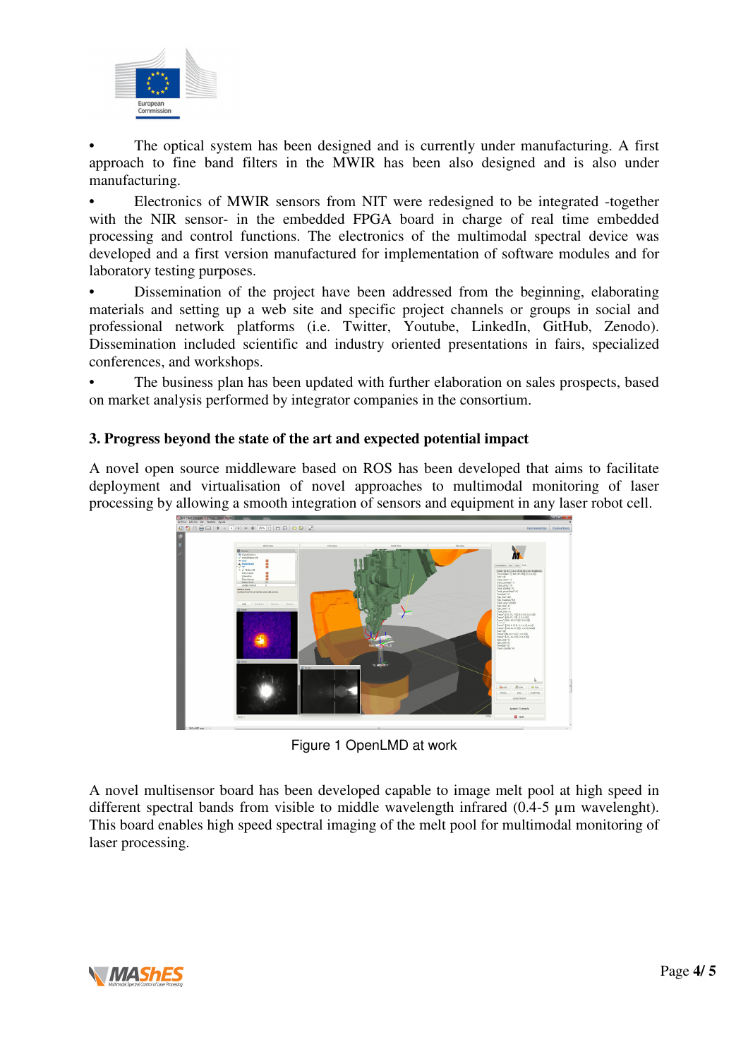- The optical system has been designed and is currently under manufacturing. A first approach to fine band filters in the MWIR has been also designed and is also under manufacturing.
- Electronics of MWIR sensors from NIT were redesigned to be integrated -together with the NIR sensor- in the embedded FPGA board in charge of real time embedded processing and control functions. The electronics of the multimodal spectral device was developed and a first version manufactured for implementation of software modules and for laboratory testing purposes.
- Dissemination of the project have been addressed from the beginning, elaborating materials and setting up a web site and specific project channels or groups in social and professional network platforms (i.e. Twitter, Youtube, LinkedIn, GitHub, Zenodo). Dissemination included scientific and industry oriented presentations in fairs, specialized conferences, and workshops.
- The business plan has been updated with further elaboration on sales prospects, based on market analysis performed by integrator companies in the consortium.

## 3. Progress beyond the state of the art and expected potential impact

A novel open source middleware based on ROS has been developed that aims to facilitate deployment and virtualisation of novel approaches to multimodal monitoring of laser processing by allowing a smooth integration of sensors and equipment in any laser robot cell.

Figure 1 OpenLMD at work

A novel multisensor board has been developed capable to image melt pool at high speed in different spectral bands from visible to middle wavelength infrared (0.4-5 µm wavelenght). This board enables high speed spectral imaging of the melt pool for multimodal monitoring of laser processing.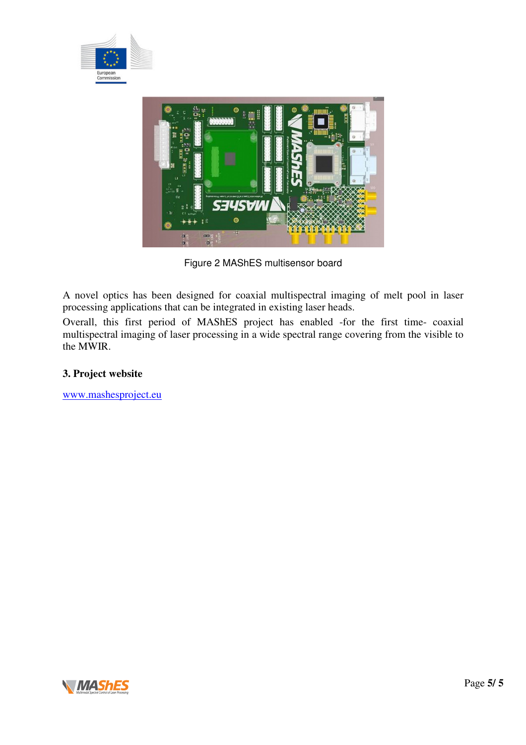Figure 2 MAShES multisensor board

A novel optics has been designed for coaxial multispectral imaging of melt pool in laser processing applications that can be integrated in existing laser heads.

Overall, this first period of MAShES project has enabled -for the first time- coaxial multispectral imaging of laser processing in a wide spectral range covering from the visible to the MWIR.

### 3. Project website

www.mashesproject.eu